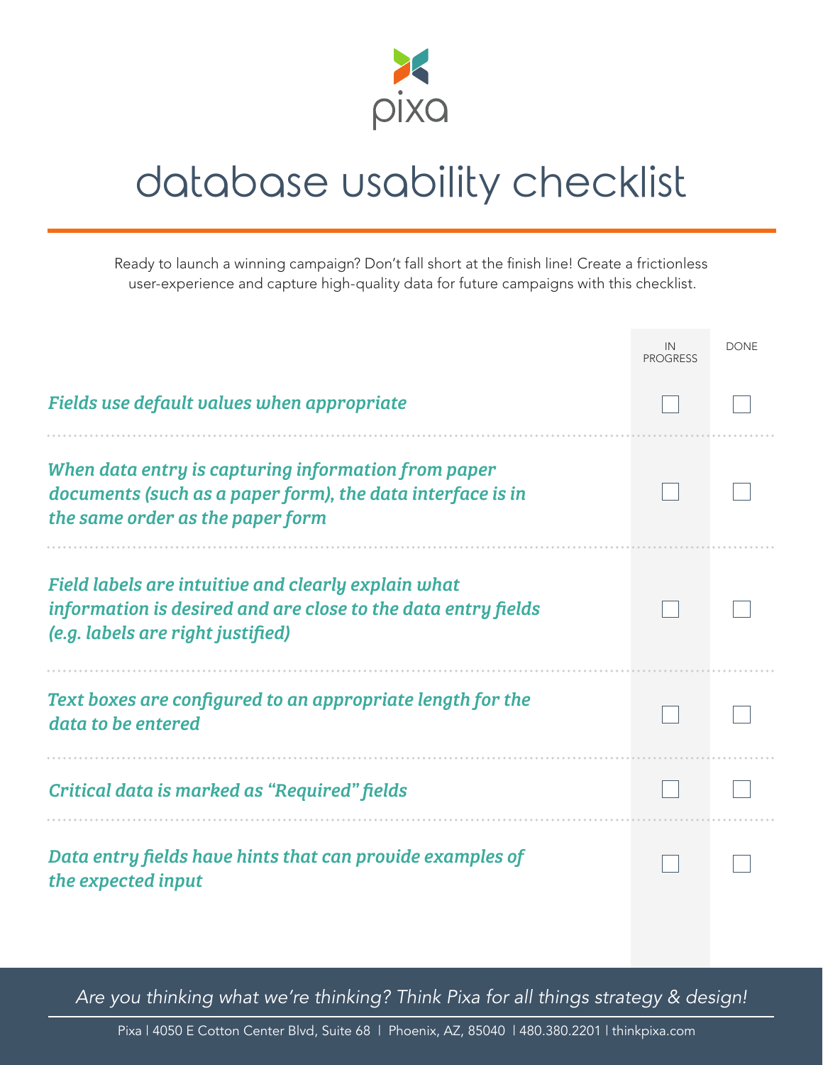pixa

# database usability checklist

Ready to launch a winning campaign? Don't fall short at the finish line! Create a frictionless user-experience and capture high-quality data for future campaigns with this checklist.

| | IN PROGRESS | DONE |
|---|---|---|
| *Fields use default values when appropriate* | ☐ | ☐ |
| *When data entry is capturing information from paper documents (such as a paper form), the data interface is in the same order as the paper form* | ☐ | ☐ |
| *Field labels are intuitive and clearly explain what information is desired and are close to the data entry fields (e.g. labels are right justified)* | ☐ | ☐ |
| *Text boxes are configured to an appropriate length for the data to be entered* | ☐ | ☐ |
| *Critical data is marked as "Required" fields* | ☐ | ☐ |
| *Data entry fields have hints that can provide examples of the expected input* | ☐ | ☐ |

*Are you thinking what we're thinking? Think Pixa for all things strategy & design!*

Pixa | 4050 E Cotton Center Blvd, Suite 68 | Phoenix, AZ, 85040 | 480.380.2201 | thinkpixa.com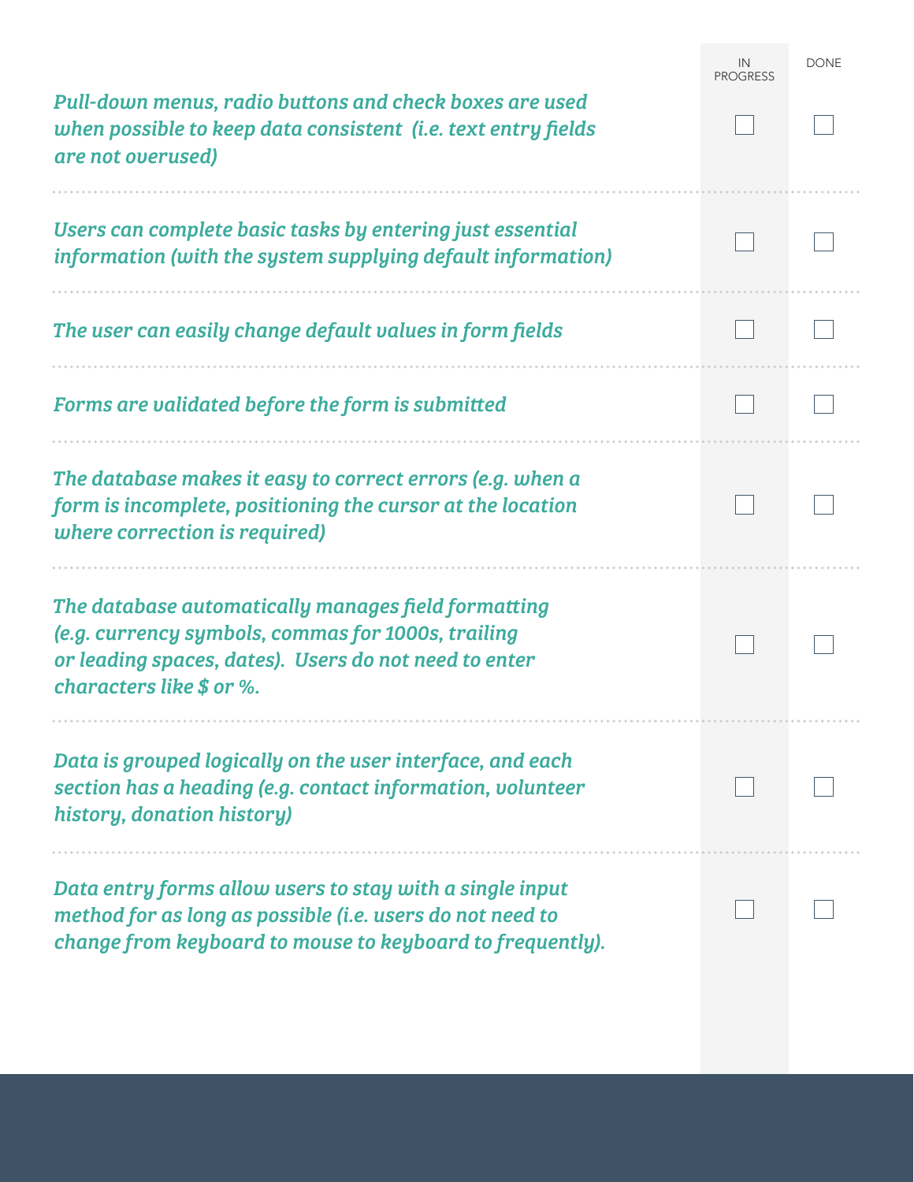| | IN PROGRESS | DONE |
| --- | --- | --- |
| *Pull-down menus, radio buttons and check boxes are used when possible to keep data consistent (i.e. text entry fields are not overused)* | ☐ | ☐ |
| *Users can complete basic tasks by entering just essential information (with the system supplying default information)* | ☐ | ☐ |
| *The user can easily change default values in form fields* | ☐ | ☐ |
| *Forms are validated before the form is submitted* | ☐ | ☐ |
| *The database makes it easy to correct errors (e.g. when a form is incomplete, positioning the cursor at the location where correction is required)* | ☐ | ☐ |
| *The database automatically manages field formatting (e.g. currency symbols, commas for 1000s, trailing or leading spaces, dates). Users do not need to enter characters like $ or %.* | ☐ | ☐ |
| *Data is grouped logically on the user interface, and each section has a heading (e.g. contact information, volunteer history, donation history)* | ☐ | ☐ |
| *Data entry forms allow users to stay with a single input method for as long as possible (i.e. users do not need to change from keyboard to mouse to keyboard to frequently).* | ☐ | ☐ |